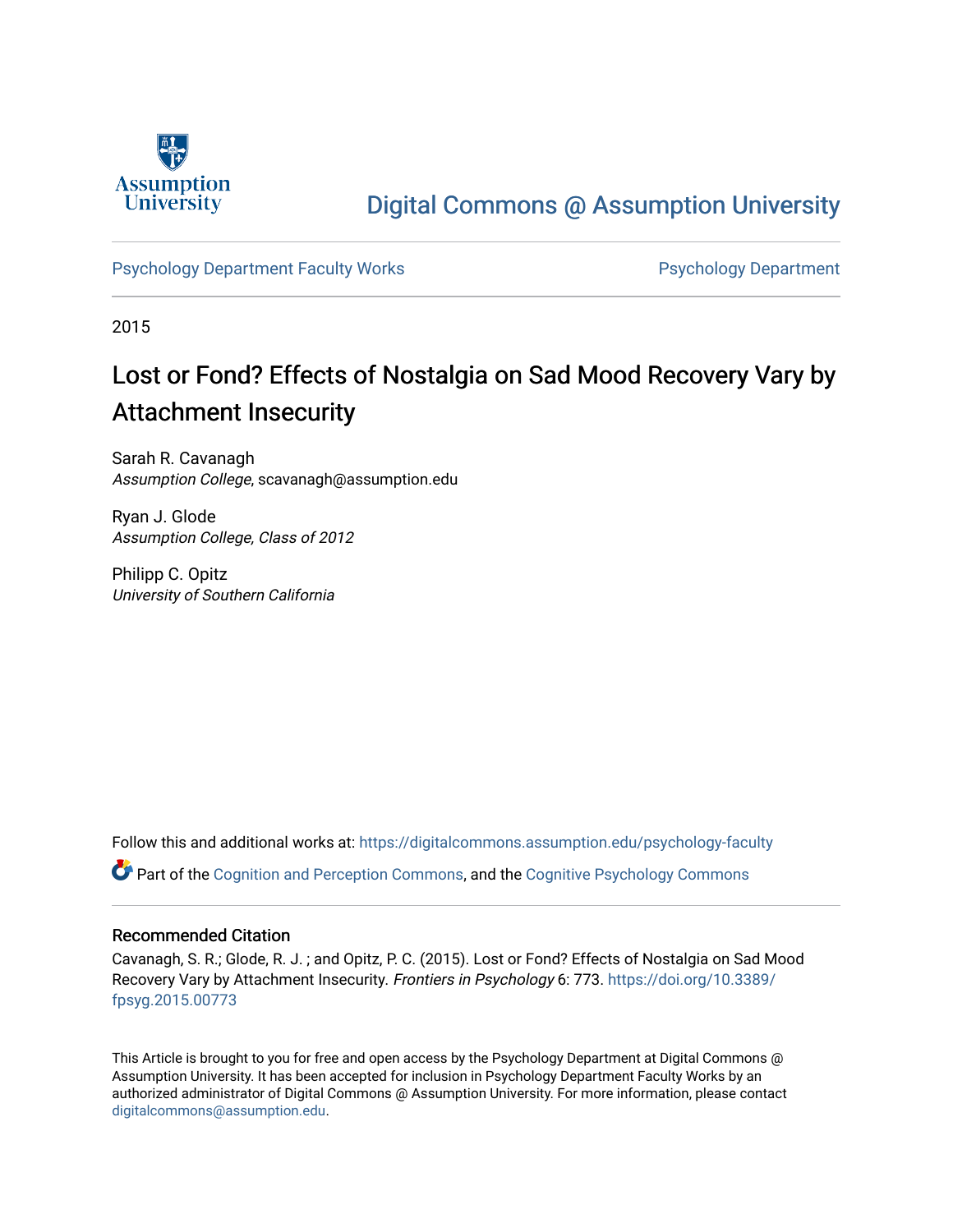Digital Commons @ Assumption University

Psychology Department Faculty Works — Psychology Department

2015

# Lost or Fond? Effects of Nostalgia on Sad Mood Recovery Vary by Attachment Insecurity

Sarah R. Cavanagh
*Assumption College*, scavanagh@assumption.edu

Ryan J. Glode
*Assumption College, Class of 2012*

Philipp C. Opitz
*University of Southern California*

Follow this and additional works at: https://digitalcommons.assumption.edu/psychology-faculty

Part of the Cognition and Perception Commons, and the Cognitive Psychology Commons

## Recommended Citation

Cavanagh, S. R.; Glode, R. J. ; and Opitz, P. C. (2015). Lost or Fond? Effects of Nostalgia on Sad Mood Recovery Vary by Attachment Insecurity. *Frontiers in Psychology* 6: 773. https://doi.org/10.3389/fpsyg.2015.00773

This Article is brought to you for free and open access by the Psychology Department at Digital Commons @ Assumption University. It has been accepted for inclusion in Psychology Department Faculty Works by an authorized administrator of Digital Commons @ Assumption University. For more information, please contact digitalcommons@assumption.edu.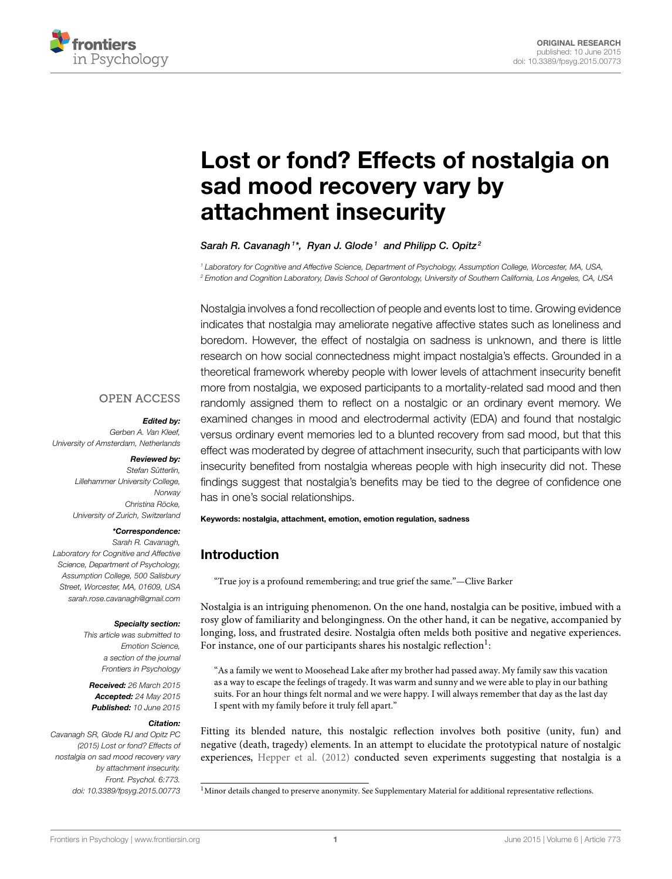# Lost or fond? Effects of nostalgia on sad mood recovery vary by attachment insecurity

*Sarah R. Cavanagh[1]\*, Ryan J. Glode[1] and Philipp C. Opitz[2]*

[1] Laboratory for Cognitive and Affective Science, Department of Psychology, Assumption College, Worcester, MA, USA,
[2] Emotion and Cognition Laboratory, Davis School of Gerontology, University of Southern California, Los Angeles, CA, USA

OPEN ACCESS

***Edited by:***
Gerben A. Van Kleef,
University of Amsterdam, Netherlands

***Reviewed by:***
Stefan Sütterlin,
Lillehammer University College,
Norway
Christina Röcke,
University of Zurich, Switzerland

***\*Correspondence:***
Sarah R. Cavanagh,
Laboratory for Cognitive and Affective Science, Department of Psychology, Assumption College, 500 Salisbury Street, Worcester, MA, 01609, USA
sarah.rose.cavanagh@gmail.com

***Specialty section:***
This article was submitted to Emotion Science, a section of the journal Frontiers in Psychology

***Received:*** 26 March 2015
***Accepted:*** 24 May 2015
***Published:*** 10 June 2015

***Citation:***
Cavanagh SR, Glode RJ and Opitz PC (2015) Lost or fond? Effects of nostalgia on sad mood recovery vary by attachment insecurity. Front. Psychol. 6:773. doi: 10.3389/fpsyg.2015.00773

Nostalgia involves a fond recollection of people and events lost to time. Growing evidence indicates that nostalgia may ameliorate negative affective states such as loneliness and boredom. However, the effect of nostalgia on sadness is unknown, and there is little research on how social connectedness might impact nostalgia's effects. Grounded in a theoretical framework whereby people with lower levels of attachment insecurity benefit more from nostalgia, we exposed participants to a mortality-related sad mood and then randomly assigned them to reflect on a nostalgic or an ordinary event memory. We examined changes in mood and electrodermal activity (EDA) and found that nostalgic versus ordinary event memories led to a blunted recovery from sad mood, but that this effect was moderated by degree of attachment insecurity, such that participants with low insecurity benefited from nostalgia whereas people with high insecurity did not. These findings suggest that nostalgia's benefits may be tied to the degree of confidence one has in one's social relationships.

**Keywords: nostalgia, attachment, emotion, emotion regulation, sadness**

## Introduction

"True joy is a profound remembering; and true grief the same."—Clive Barker

Nostalgia is an intriguing phenomenon. On the one hand, nostalgia can be positive, imbued with a rosy glow of familiarity and belongingness. On the other hand, it can be negative, accompanied by longing, loss, and frustrated desire. Nostalgia often melds both positive and negative experiences. For instance, one of our participants shares his nostalgic reflection[1]:

> "As a family we went to Moosehead Lake after my brother had passed away. My family saw this vacation as a way to escape the feelings of tragedy. It was warm and sunny and we were able to play in our bathing suits. For an hour things felt normal and we were happy. I will always remember that day as the last day I spent with my family before it truly fell apart."

Fitting its blended nature, this nostalgic reflection involves both positive (unity, fun) and negative (death, tragedy) elements. In an attempt to elucidate the prototypical nature of nostalgic experiences, Hepper et al. (2012) conducted seven experiments suggesting that nostalgia is a

[1] Minor details changed to preserve anonymity. See Supplementary Material for additional representative reflections.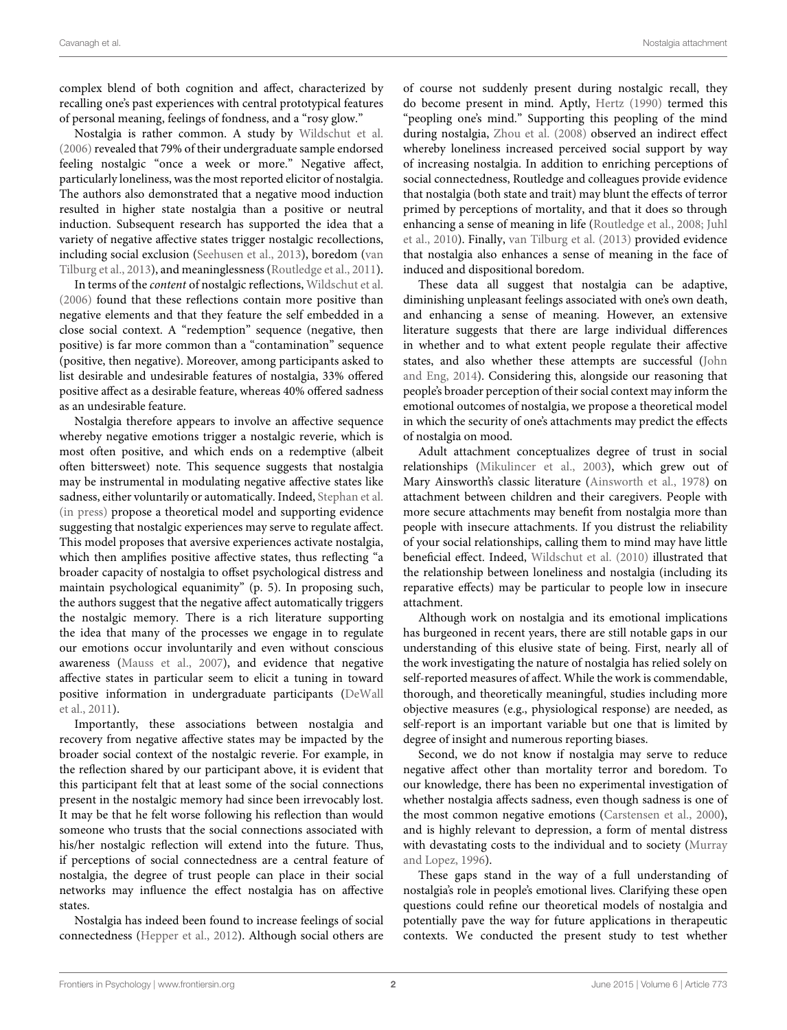complex blend of both cognition and affect, characterized by recalling one's past experiences with central prototypical features of personal meaning, feelings of fondness, and a "rosy glow."

Nostalgia is rather common. A study by Wildschut et al. (2006) revealed that 79% of their undergraduate sample endorsed feeling nostalgic "once a week or more." Negative affect, particularly loneliness, was the most reported elicitor of nostalgia. The authors also demonstrated that a negative mood induction resulted in higher state nostalgia than a positive or neutral induction. Subsequent research has supported the idea that a variety of negative affective states trigger nostalgic recollections, including social exclusion (Seehusen et al., 2013), boredom (van Tilburg et al., 2013), and meaninglessness (Routledge et al., 2011).

In terms of the *content* of nostalgic reflections, Wildschut et al. (2006) found that these reflections contain more positive than negative elements and that they feature the self embedded in a close social context. A "redemption" sequence (negative, then positive) is far more common than a "contamination" sequence (positive, then negative). Moreover, among participants asked to list desirable and undesirable features of nostalgia, 33% offered positive affect as a desirable feature, whereas 40% offered sadness as an undesirable feature.

Nostalgia therefore appears to involve an affective sequence whereby negative emotions trigger a nostalgic reverie, which is most often positive, and which ends on a redemptive (albeit often bittersweet) note. This sequence suggests that nostalgia may be instrumental in modulating negative affective states like sadness, either voluntarily or automatically. Indeed, Stephan et al. (in press) propose a theoretical model and supporting evidence suggesting that nostalgic experiences may serve to regulate affect. This model proposes that aversive experiences activate nostalgia, which then amplifies positive affective states, thus reflecting "a broader capacity of nostalgia to offset psychological distress and maintain psychological equanimity" (p. 5). In proposing such, the authors suggest that the negative affect automatically triggers the nostalgic memory. There is a rich literature supporting the idea that many of the processes we engage in to regulate our emotions occur involuntarily and even without conscious awareness (Mauss et al., 2007), and evidence that negative affective states in particular seem to elicit a tuning in toward positive information in undergraduate participants (DeWall et al., 2011).

Importantly, these associations between nostalgia and recovery from negative affective states may be impacted by the broader social context of the nostalgic reverie. For example, in the reflection shared by our participant above, it is evident that this participant felt that at least some of the social connections present in the nostalgic memory had since been irrevocably lost. It may be that he felt worse following his reflection than would someone who trusts that the social connections associated with his/her nostalgic reflection will extend into the future. Thus, if perceptions of social connectedness are a central feature of nostalgia, the degree of trust people can place in their social networks may influence the effect nostalgia has on affective states.

Nostalgia has indeed been found to increase feelings of social connectedness (Hepper et al., 2012). Although social others are of course not suddenly present during nostalgic recall, they do become present in mind. Aptly, Hertz (1990) termed this "peopling of one's mind." Supporting this peopling of the mind during nostalgia, Zhou et al. (2008) observed an indirect effect whereby loneliness increased perceived social support by way of increasing nostalgia. In addition to enriching perceptions of social connectedness, Routledge and colleagues provide evidence that nostalgia (both state and trait) may blunt the effects of terror primed by perceptions of mortality, and that it does so through enhancing a sense of meaning in life (Routledge et al., 2008; Juhl et al., 2010). Finally, van Tilburg et al. (2013) provided evidence that nostalgia also enhances a sense of meaning in the face of induced and dispositional boredom.

These data all suggest that nostalgia can be adaptive, diminishing unpleasant feelings associated with one's own death, and enhancing a sense of meaning. However, an extensive literature suggests that there are large individual differences in whether and to what extent people regulate their affective states, and also whether these attempts are successful (John and Eng, 2014). Considering this, alongside our reasoning that people's broader perception of their social context may inform the emotional outcomes of nostalgia, we propose a theoretical model in which the security of one's attachments may predict the effects of nostalgia on mood.

Adult attachment conceptualizes degree of trust in social relationships (Mikulincer et al., 2003), which grew out of Mary Ainsworth's classic literature (Ainsworth et al., 1978) on attachment between children and their caregivers. People with more secure attachments may benefit from nostalgia more than people with insecure attachments. If you distrust the reliability of your social relationships, calling them to mind may have little beneficial effect. Indeed, Wildschut et al. (2010) illustrated that the relationship between loneliness and nostalgia (including its reparative effects) may be particular to people low in insecure attachment.

Although work on nostalgia and its emotional implications has burgeoned in recent years, there are still notable gaps in our understanding of this elusive state of being. First, nearly all of the work investigating the nature of nostalgia has relied solely on self-reported measures of affect. While the work is commendable, thorough, and theoretically meaningful, studies including more objective measures (e.g., physiological response) are needed, as self-report is an important variable but one that is limited by degree of insight and numerous reporting biases.

Second, we do not know if nostalgia may serve to reduce negative affect other than mortality terror and boredom. To our knowledge, there has been no experimental investigation of whether nostalgia affects sadness, even though sadness is one of the most common negative emotions (Carstensen et al., 2000), and is highly relevant to depression, a form of mental distress with devastating costs to the individual and to society (Murray and Lopez, 1996).

These gaps stand in the way of a full understanding of nostalgia's role in people's emotional lives. Clarifying these open questions could refine our theoretical models of nostalgia and potentially pave the way for future applications in therapeutic contexts. We conducted the present study to test whether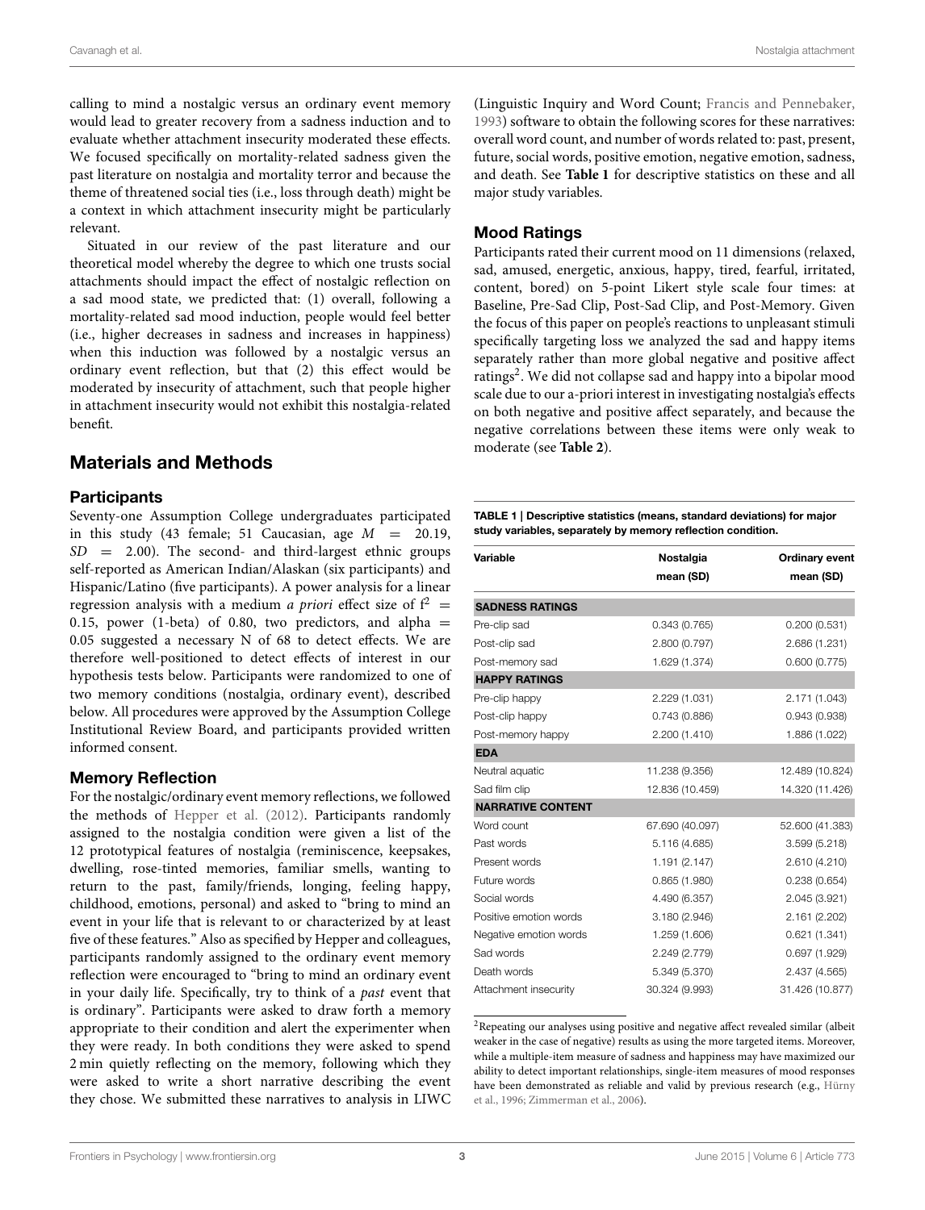calling to mind a nostalgic versus an ordinary event memory would lead to greater recovery from a sadness induction and to evaluate whether attachment insecurity moderated these effects. We focused specifically on mortality-related sadness given the past literature on nostalgia and mortality terror and because the theme of threatened social ties (i.e., loss through death) might be a context in which attachment insecurity might be particularly relevant.

Situated in our review of the past literature and our theoretical model whereby the degree to which one trusts social attachments should impact the effect of nostalgic reflection on a sad mood state, we predicted that: (1) overall, following a mortality-related sad mood induction, people would feel better (i.e., higher decreases in sadness and increases in happiness) when this induction was followed by a nostalgic versus an ordinary event reflection, but that (2) this effect would be moderated by insecurity of attachment, such that people higher in attachment insecurity would not exhibit this nostalgia-related benefit.

## Materials and Methods

### Participants

Seventy-one Assumption College undergraduates participated in this study (43 female; 51 Caucasian, age $M = 20.19$, $SD = 2.00$). The second- and third-largest ethnic groups self-reported as American Indian/Alaskan (six participants) and Hispanic/Latino (five participants). A power analysis for a linear regression analysis with a medium *a priori* effect size of $f^2 = 0.15$, power (1-beta) of 0.80, two predictors, and alpha $= 0.05$ suggested a necessary N of 68 to detect effects. We are therefore well-positioned to detect effects of interest in our hypothesis tests below. Participants were randomized to one of two memory conditions (nostalgia, ordinary event), described below. All procedures were approved by the Assumption College Institutional Review Board, and participants provided written informed consent.

### Memory Reflection

For the nostalgic/ordinary event memory reflections, we followed the methods of Hepper et al. (2012). Participants randomly assigned to the nostalgia condition were given a list of the 12 prototypical features of nostalgia (reminiscence, keepsakes, dwelling, rose-tinted memories, familiar smells, wanting to return to the past, family/friends, longing, feeling happy, childhood, emotions, personal) and asked to "bring to mind an event in your life that is relevant to or characterized by at least five of these features." Also as specified by Hepper and colleagues, participants randomly assigned to the ordinary event memory reflection were encouraged to "bring to mind an ordinary event in your daily life. Specifically, try to think of a *past* event that is ordinary". Participants were asked to draw forth a memory appropriate to their condition and alert the experimenter when they were ready. In both conditions they were asked to spend 2 min quietly reflecting on the memory, following which they were asked to write a short narrative describing the event they chose. We submitted these narratives to analysis in LIWC (Linguistic Inquiry and Word Count; Francis and Pennebaker, 1993) software to obtain the following scores for these narratives: overall word count, and number of words related to: past, present, future, social words, positive emotion, negative emotion, sadness, and death. See **Table 1** for descriptive statistics on these and all major study variables.

### Mood Ratings

Participants rated their current mood on 11 dimensions (relaxed, sad, amused, energetic, anxious, happy, tired, fearful, irritated, content, bored) on 5-point Likert style scale four times: at Baseline, Pre-Sad Clip, Post-Sad Clip, and Post-Memory. Given the focus of this paper on people's reactions to unpleasant stimuli specifically targeting loss we analyzed the sad and happy items separately rather than more global negative and positive affect ratings[2]. We did not collapse sad and happy into a bipolar mood scale due to our a-priori interest in investigating nostalgia's effects on both negative and positive affect separately, and because the negative correlations between these items were only weak to moderate (see **Table 2**).

**TABLE 1 | Descriptive statistics (means, standard deviations) for major study variables, separately by memory reflection condition.**

| Variable | Nostalgia mean (SD) | Ordinary event mean (SD) |
|---|---|---|
| **SADNESS RATINGS** | | |
| Pre-clip sad | 0.343 (0.765) | 0.200 (0.531) |
| Post-clip sad | 2.800 (0.797) | 2.686 (1.231) |
| Post-memory sad | 1.629 (1.374) | 0.600 (0.775) |
| **HAPPY RATINGS** | | |
| Pre-clip happy | 2.229 (1.031) | 2.171 (1.043) |
| Post-clip happy | 0.743 (0.886) | 0.943 (0.938) |
| Post-memory happy | 2.200 (1.410) | 1.886 (1.022) |
| **EDA** | | |
| Neutral aquatic | 11.238 (9.356) | 12.489 (10.824) |
| Sad film clip | 12.836 (10.459) | 14.320 (11.426) |
| **NARRATIVE CONTENT** | | |
| Word count | 67.690 (40.097) | 52.600 (41.383) |
| Past words | 5.116 (4.685) | 3.599 (5.218) |
| Present words | 1.191 (2.147) | 2.610 (4.210) |
| Future words | 0.865 (1.980) | 0.238 (0.654) |
| Social words | 4.490 (6.357) | 2.045 (3.921) |
| Positive emotion words | 3.180 (2.946) | 2.161 (2.202) |
| Negative emotion words | 1.259 (1.606) | 0.621 (1.341) |
| Sad words | 2.249 (2.779) | 0.697 (1.929) |
| Death words | 5.349 (5.370) | 2.437 (4.565) |
| Attachment insecurity | 30.324 (9.993) | 31.426 (10.877) |

[2]Repeating our analyses using positive and negative affect revealed similar (albeit weaker in the case of negative) results as using the more targeted items. Moreover, while a multiple-item measure of sadness and happiness may have maximized our ability to detect important relationships, single-item measures of mood responses have been demonstrated as reliable and valid by previous research (e.g., Hürny et al., 1996; Zimmerman et al., 2006).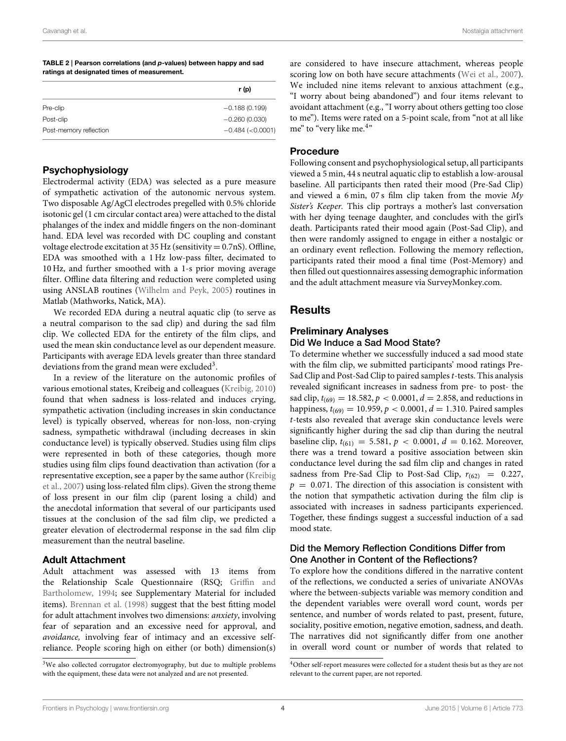**TABLE 2 | Pearson correlations (and *p*-values) between happy and sad ratings at designated times of measurement.**

| | r (p) |
|---|---|
| Pre-clip | −0.188 (0.199) |
| Post-clip | −0.260 (0.030) |
| Post-memory reflection | −0.484 (<0.0001) |

### Psychophysiology

Electrodermal activity (EDA) was selected as a pure measure of sympathetic activation of the autonomic nervous system. Two disposable Ag/AgCl electrodes pregelled with 0.5% chloride isotonic gel (1 cm circular contact area) were attached to the distal phalanges of the index and middle fingers on the non-dominant hand. EDA level was recorded with DC coupling and constant voltage electrode excitation at 35 Hz (sensitivity = 0.7nS). Offline, EDA was smoothed with a 1 Hz low-pass filter, decimated to 10 Hz, and further smoothed with a 1-s prior moving average filter. Offline data filtering and reduction were completed using ANSLAB routines (Wilhelm and Peyk, 2005) routines in Matlab (Mathworks, Natick, MA).

We recorded EDA during a neutral aquatic clip (to serve as a neutral comparison to the sad clip) and during the sad film clip. We collected EDA for the entirety of the film clips, and used the mean skin conductance level as our dependent measure. Participants with average EDA levels greater than three standard deviations from the grand mean were excluded[3].

In a review of the literature on the autonomic profiles of various emotional states, Kreibeig and colleagues (Kreibig, 2010) found that when sadness is loss-related and induces crying, sympathetic activation (including increases in skin conductance level) is typically observed, whereas for non-loss, non-crying sadness, sympathetic withdrawal (including decreases in skin conductance level) is typically observed. Studies using film clips were represented in both of these categories, though more studies using film clips found deactivation than activation (for a representative exception, see a paper by the same author (Kreibig et al., 2007) using loss-related film clips). Given the strong theme of loss present in our film clip (parent losing a child) and the anecdotal information that several of our participants used tissues at the conclusion of the sad film clip, we predicted a greater elevation of electrodermal response in the sad film clip measurement than the neutral baseline.

### Adult Attachment

Adult attachment was assessed with 13 items from the Relationship Scale Questionnaire (RSQ; Griffin and Bartholomew, 1994; see Supplementary Material for included items). Brennan et al. (1998) suggest that the best fitting model for adult attachment involves two dimensions: *anxiety*, involving fear of separation and an excessive need for approval, and *avoidance,* involving fear of intimacy and an excessive self-reliance. People scoring high on either (or both) dimension(s) are considered to have insecure attachment, whereas people scoring low on both have secure attachments (Wei et al., 2007). We included nine items relevant to anxious attachment (e.g., "I worry about being abandoned") and four items relevant to avoidant attachment (e.g., "I worry about others getting too close to me"). Items were rated on a 5-point scale, from "not at all like me" to "very like me.[4]"

### Procedure

Following consent and psychophysiological setup, all participants viewed a 5 min, 44 s neutral aquatic clip to establish a low-arousal baseline. All participants then rated their mood (Pre-Sad Clip) and viewed a 6 min, 07 s film clip taken from the movie *My Sister's Keeper*. This clip portrays a mother's last conversation with her dying teenage daughter, and concludes with the girl's death. Participants rated their mood again (Post-Sad Clip), and then were randomly assigned to engage in either a nostalgic or an ordinary event reflection. Following the memory reflection, participants rated their mood a final time (Post-Memory) and then filled out questionnaires assessing demographic information and the adult attachment measure via SurveyMonkey.com.

## Results

### Preliminary Analyses

#### Did We Induce a Sad Mood State?

To determine whether we successfully induced a sad mood state with the film clip, we submitted participants' mood ratings Pre-Sad Clip and Post-Sad Clip to paired samples *t*-tests. This analysis revealed significant increases in sadness from pre- to post- the sad clip, $t_{(69)} = 18.582$, $p < 0.0001$, $d = 2.858$, and reductions in happiness, $t_{(69)} = 10.959$, $p < 0.0001$, $d = 1.310$. Paired samples *t*-tests also revealed that average skin conductance levels were significantly higher during the sad clip than during the neutral baseline clip, $t_{(61)} = 5.581$, $p < 0.0001$, $d = 0.162$. Moreover, there was a trend toward a positive association between skin conductance level during the sad film clip and changes in rated sadness from Pre-Sad Clip to Post-Sad Clip, $r_{(62)} = 0.227$, $p = 0.071$. The direction of this association is consistent with the notion that sympathetic activation during the film clip is associated with increases in sadness participants experienced. Together, these findings suggest a successful induction of a sad mood state.

#### Did the Memory Reflection Conditions Differ from One Another in Content of the Reflections?

To explore how the conditions differed in the narrative content of the reflections, we conducted a series of univariate ANOVAs where the between-subjects variable was memory condition and the dependent variables were overall word count, words per sentence, and number of words related to past, present, future, sociality, positive emotion, negative emotion, sadness, and death. The narratives did not significantly differ from one another in overall word count or number of words that related to

[3]We also collected corrugator electromyography, but due to multiple problems with the equipment, these data were not analyzed and are not presented.

[4]Other self-report measures were collected for a student thesis but as they are not relevant to the current paper, are not reported.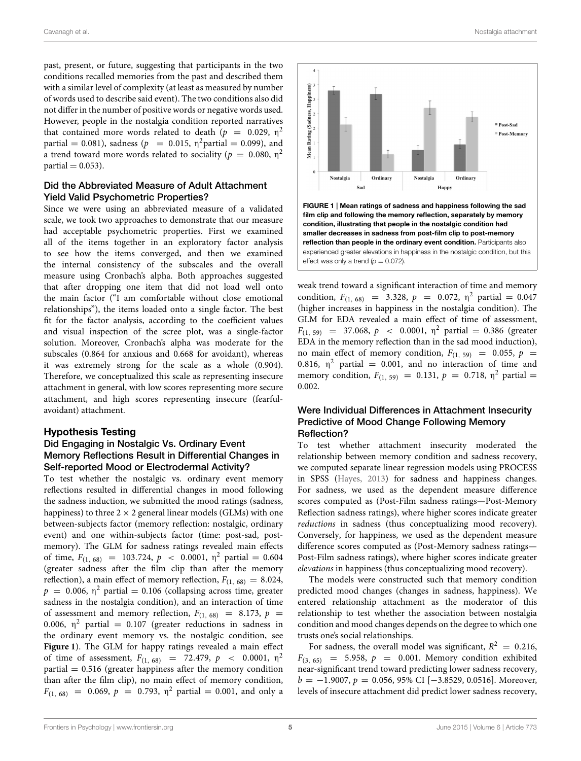past, present, or future, suggesting that participants in the two conditions recalled memories from the past and described them with a similar level of complexity (at least as measured by number of words used to describe said event). The two conditions also did not differ in the number of positive words or negative words used. However, people in the nostalgia condition reported narratives that contained more words related to death ($p = 0.029$, $\eta^2$ partial = 0.081), sadness ($p = 0.015$, $\eta^2$partial = 0.099), and a trend toward more words related to sociality ($p = 0.080$, $\eta^2$ partial = 0.053).

### Did the Abbreviated Measure of Adult Attachment Yield Valid Psychometric Properties?

Since we were using an abbreviated measure of a validated scale, we took two approaches to demonstrate that our measure had acceptable psychometric properties. First we examined all of the items together in an exploratory factor analysis to see how the items converged, and then we examined the internal consistency of the subscales and the overall measure using Cronbach's alpha. Both approaches suggested that after dropping one item that did not load well onto the main factor ("I am comfortable without close emotional relationships"), the items loaded onto a single factor. The best fit for the factor analysis, according to the coefficient values and visual inspection of the scree plot, was a single-factor solution. Moreover, Cronbach's alpha was moderate for the subscales (0.864 for anxious and 0.668 for avoidant), whereas it was extremely strong for the scale as a whole (0.904). Therefore, we conceptualized this scale as representing insecure attachment in general, with low scores representing more secure attachment, and high scores representing insecure (fearful-avoidant) attachment.

## Hypothesis Testing

### Did Engaging in Nostalgic Vs. Ordinary Event Memory Reflections Result in Differential Changes in Self-reported Mood or Electrodermal Activity?

To test whether the nostalgic vs. ordinary event memory reflections resulted in differential changes in mood following the sadness induction, we submitted the mood ratings (sadness, happiness) to three 2 × 2 general linear models (GLMs) with one between-subjects factor (memory reflection: nostalgic, ordinary event) and one within-subjects factor (time: post-sad, post-memory). The GLM for sadness ratings revealed main effects of time, $F_{(1, 68)} = 103.724$, $p < 0.0001$, $\eta^2$ partial = 0.604 (greater sadness after the film clip than after the memory reflection), a main effect of memory reflection, $F_{(1, 68)} = 8.024$, $p = 0.006$, $\eta^2$ partial = 0.106 (collapsing across time, greater sadness in the nostalgia condition), and an interaction of time of assessment and memory reflection, $F_{(1, 68)} = 8.173$, $p = 0.006$, $\eta^2$ partial = 0.107 (greater reductions in sadness in the ordinary event memory vs. the nostalgic condition, see **Figure 1**). The GLM for happy ratings revealed a main effect of time of assessment, $F_{(1, 68)} = 72.479$, $p < 0.0001$, $\eta^2$ partial = 0.516 (greater happiness after the memory condition than after the film clip), no main effect of memory condition, $F_{(1, 68)} = 0.069$, $p = 0.793$, $\eta^2$ partial = 0.001, and only a weak trend toward a significant interaction of time and memory condition, $F_{(1, 68)} = 3.328$, $p = 0.072$, $\eta^2$ partial = 0.047 (higher increases in happiness in the nostalgia condition). The GLM for EDA revealed a main effect of time of assessment, $F_{(1, 59)} = 37.068$, $p < 0.0001$, $\eta^2$ partial = 0.386 (greater EDA in the memory reflection than in the sad mood induction), no main effect of memory condition, $F_{(1, 59)} = 0.055$, $p = 0.816$, $\eta^2$ partial = 0.001, and no interaction of time and memory condition, $F_{(1, 59)} = 0.131$, $p = 0.718$, $\eta^2$ partial = 0.002.

**FIGURE 1 | Mean ratings of sadness and happiness following the sad film clip and following the memory reflection, separately by memory condition, illustrating that people in the nostalgic condition had smaller decreases in sadness from post-film clip to post-memory reflection than people in the ordinary event condition.** Participants also experienced greater elevations in happiness in the nostalgic condition, but this effect was only a trend ($p = 0.072$).

### Were Individual Differences in Attachment Insecurity Predictive of Mood Change Following Memory Reflection?

To test whether attachment insecurity moderated the relationship between memory condition and sadness recovery, we computed separate linear regression models using PROCESS in SPSS (Hayes, 2013) for sadness and happiness changes. For sadness, we used as the dependent measure difference scores computed as (Post-Film sadness ratings—Post-Memory Reflection sadness ratings), where higher scores indicate greater *reductions* in sadness (thus conceptualizing mood recovery). Conversely, for happiness, we used as the dependent measure difference scores computed as (Post-Memory sadness ratings—Post-Film sadness ratings), where higher scores indicate greater *elevations* in happiness (thus conceptualizing mood recovery).

The models were constructed such that memory condition predicted mood changes (changes in sadness, happiness). We entered relationship attachment as the moderator of this relationship to test whether the association between nostalgia condition and mood changes depends on the degree to which one trusts one's social relationships.

For sadness, the overall model was significant, $R^2 = 0.216$, $F_{(3, 65)} = 5.958$, $p = 0.001$. Memory condition exhibited near-significant trend toward predicting lower sadness recovery, $b = -1.9007$, $p = 0.056$, 95% CI [−3.8529, 0.0516]. Moreover, levels of insecure attachment did predict lower sadness recovery,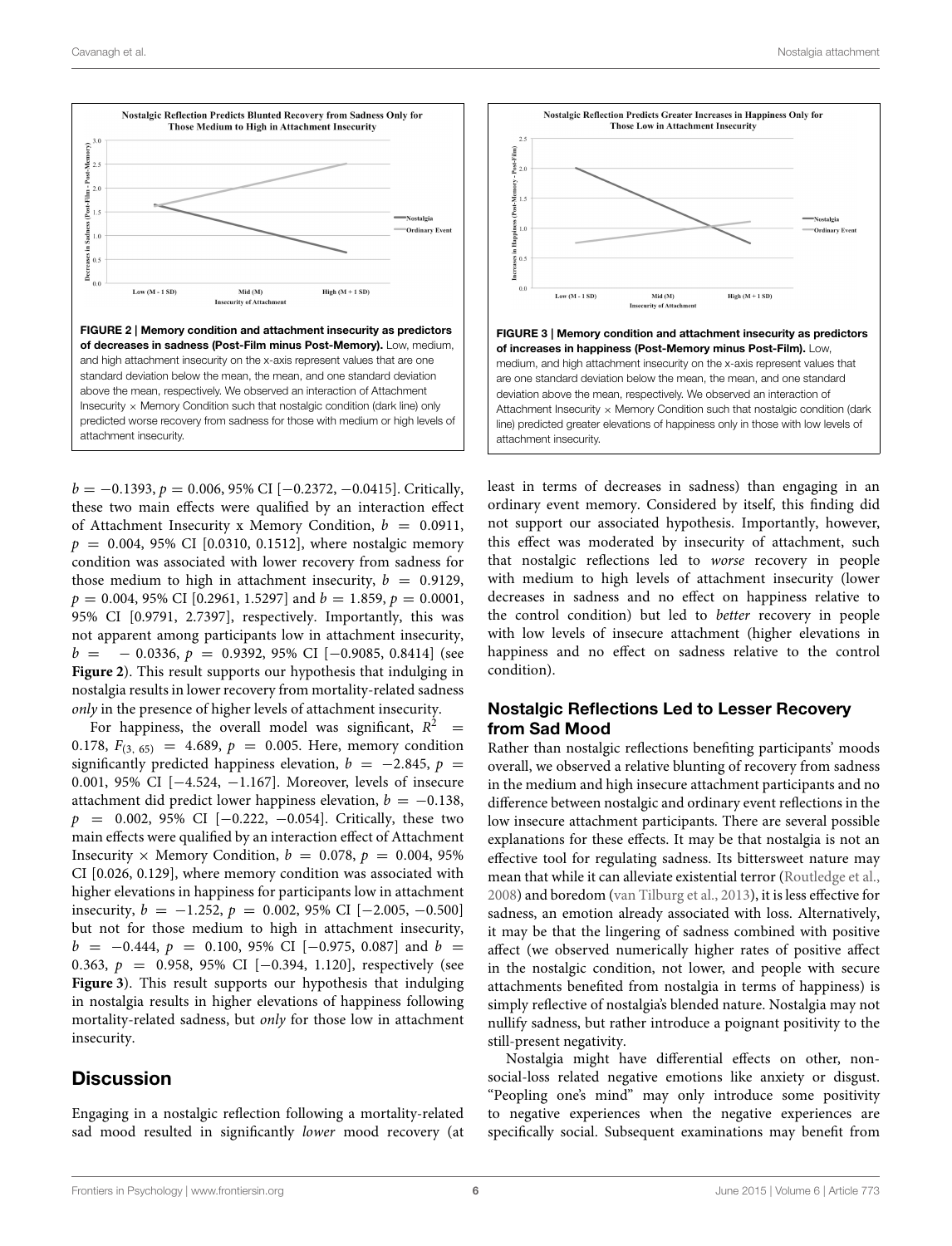**FIGURE 2 | Memory condition and attachment insecurity as predictors of decreases in sadness (Post-Film minus Post-Memory).** Low, medium, and high attachment insecurity on the x-axis represent values that are one standard deviation below the mean, the mean, and one standard deviation above the mean, respectively. We observed an interaction of Attachment Insecurity × Memory Condition such that nostalgic condition (dark line) only predicted worse recovery from sadness for those with medium or high levels of attachment insecurity.

**FIGURE 3 | Memory condition and attachment insecurity as predictors of increases in happiness (Post-Memory minus Post-Film).** Low, medium, and high attachment insecurity on the x-axis represent values that are one standard deviation below the mean, the mean, and one standard deviation above the mean, respectively. We observed an interaction of Attachment Insecurity × Memory Condition such that nostalgic condition (dark line) predicted greater elevations of happiness only in those with low levels of attachment insecurity.

$b = -0.1393$, $p = 0.006$, 95% CI [−0.2372, −0.0415]. Critically, these two main effects were qualified by an interaction effect of Attachment Insecurity x Memory Condition, $b = 0.0911$, $p = 0.004$, 95% CI [0.0310, 0.1512], where nostalgic memory condition was associated with lower recovery from sadness for those medium to high in attachment insecurity, $b = 0.9129$, $p = 0.004$, 95% CI [0.2961, 1.5297] and $b = 1.859$, $p = 0.0001$, 95% CI [0.9791, 2.7397], respectively. Importantly, this was not apparent among participants low in attachment insecurity, $b = -0.0336$, $p = 0.9392$, 95% CI [−0.9085, 0.8414] (see **Figure 2**). This result supports our hypothesis that indulging in nostalgia results in lower recovery from mortality-related sadness *only* in the presence of higher levels of attachment insecurity.

For happiness, the overall model was significant, $R^2 = 0.178$, $F_{(3, 65)} = 4.689$, $p = 0.005$. Here, memory condition significantly predicted happiness elevation, $b = -2.845$, $p = 0.001$, 95% CI [−4.524, −1.167]. Moreover, levels of insecure attachment did predict lower happiness elevation, $b = -0.138$, $p = 0.002$, 95% CI [−0.222, −0.054]. Critically, these two main effects were qualified by an interaction effect of Attachment Insecurity × Memory Condition, $b = 0.078$, $p = 0.004$, 95% CI [0.026, 0.129], where memory condition was associated with higher elevations in happiness for participants low in attachment insecurity, $b = -1.252$, $p = 0.002$, 95% CI [−2.005, −0.500] but not for those medium to high in attachment insecurity, $b = -0.444$, $p = 0.100$, 95% CI [−0.975, 0.087] and $b = 0.363$, $p = 0.958$, 95% CI [−0.394, 1.120], respectively (see **Figure 3**). This result supports our hypothesis that indulging in nostalgia results in higher elevations of happiness following mortality-related sadness, but *only* for those low in attachment insecurity.

## Discussion

Engaging in a nostalgic reflection following a mortality-related sad mood resulted in significantly *lower* mood recovery (at least in terms of decreases in sadness) than engaging in an ordinary event memory. Considered by itself, this finding did not support our associated hypothesis. Importantly, however, this effect was moderated by insecurity of attachment, such that nostalgic reflections led to *worse* recovery in people with medium to high levels of attachment insecurity (lower decreases in sadness and no effect on happiness relative to the control condition) but led to *better* recovery in people with low levels of insecure attachment (higher elevations in happiness and no effect on sadness relative to the control condition).

### Nostalgic Reflections Led to Lesser Recovery from Sad Mood

Rather than nostalgic reflections benefiting participants' moods overall, we observed a relative blunting of recovery from sadness in the medium and high insecure attachment participants and no difference between nostalgic and ordinary event reflections in the low insecure attachment participants. There are several possible explanations for these effects. It may be that nostalgia is not an effective tool for regulating sadness. Its bittersweet nature may mean that while it can alleviate existential terror (Routledge et al., 2008) and boredom (van Tilburg et al., 2013), it is less effective for sadness, an emotion already associated with loss. Alternatively, it may be that the lingering of sadness combined with positive affect (we observed numerically higher rates of positive affect in the nostalgic condition, not lower, and people with secure attachments benefited from nostalgia in terms of happiness) is simply reflective of nostalgia's blended nature. Nostalgia may not nullify sadness, but rather introduce a poignant positivity to the still-present negativity.

Nostalgia might have differential effects on other, non-social-loss related negative emotions like anxiety or disgust. "Peopling one's mind" may only introduce some positivity to negative experiences when the negative experiences are specifically social. Subsequent examinations may benefit from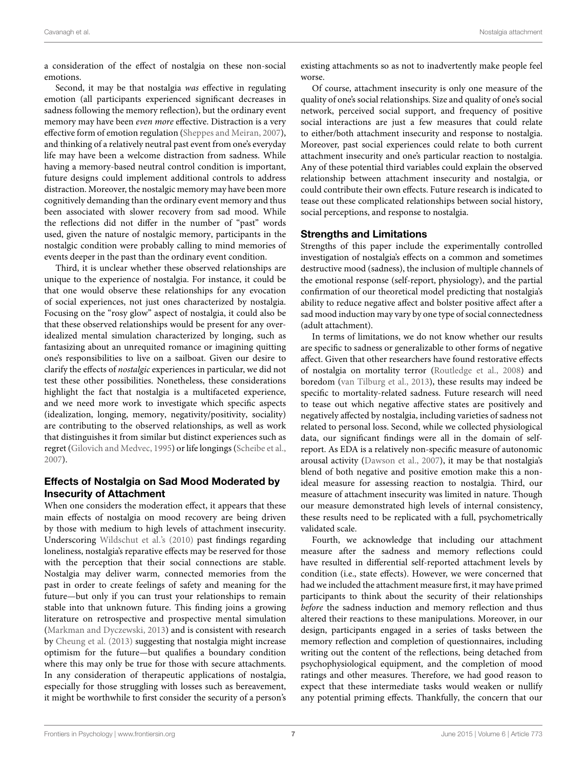a consideration of the effect of nostalgia on these non-social emotions.

Second, it may be that nostalgia *was* effective in regulating emotion (all participants experienced significant decreases in sadness following the memory reflection), but the ordinary event memory may have been *even more* effective. Distraction is a very effective form of emotion regulation (Sheppes and Meiran, 2007), and thinking of a relatively neutral past event from one's everyday life may have been a welcome distraction from sadness. While having a memory-based neutral control condition is important, future designs could implement additional controls to address distraction. Moreover, the nostalgic memory may have been more cognitively demanding than the ordinary event memory and thus been associated with slower recovery from sad mood. While the reflections did not differ in the number of "past" words used, given the nature of nostalgic memory, participants in the nostalgic condition were probably calling to mind memories of events deeper in the past than the ordinary event condition.

Third, it is unclear whether these observed relationships are unique to the experience of nostalgia. For instance, it could be that one would observe these relationships for any evocation of social experiences, not just ones characterized by nostalgia. Focusing on the "rosy glow" aspect of nostalgia, it could also be that these observed relationships would be present for any over-idealized mental simulation characterized by longing, such as fantasizing about an unrequited romance or imagining quitting one's responsibilities to live on a sailboat. Given our desire to clarify the effects of *nostalgic* experiences in particular, we did not test these other possibilities. Nonetheless, these considerations highlight the fact that nostalgia is a multifaceted experience, and we need more work to investigate which specific aspects (idealization, longing, memory, negativity/positivity, sociality) are contributing to the observed relationships, as well as work that distinguishes it from similar but distinct experiences such as regret (Gilovich and Medvec, 1995) or life longings (Scheibe et al., 2007).

## Effects of Nostalgia on Sad Mood Moderated by Insecurity of Attachment

When one considers the moderation effect, it appears that these main effects of nostalgia on mood recovery are being driven by those with medium to high levels of attachment insecurity. Underscoring Wildschut et al.'s (2010) past findings regarding loneliness, nostalgia's reparative effects may be reserved for those with the perception that their social connections are stable. Nostalgia may deliver warm, connected memories from the past in order to create feelings of safety and meaning for the future—but only if you can trust your relationships to remain stable into that unknown future. This finding joins a growing literature on retrospective and prospective mental simulation (Markman and Dyczewski, 2013) and is consistent with research by Cheung et al. (2013) suggesting that nostalgia might increase optimism for the future—but qualifies a boundary condition where this may only be true for those with secure attachments. In any consideration of therapeutic applications of nostalgia, especially for those struggling with losses such as bereavement, it might be worthwhile to first consider the security of a person's existing attachments so as not to inadvertently make people feel worse.

Of course, attachment insecurity is only one measure of the quality of one's social relationships. Size and quality of one's social network, perceived social support, and frequency of positive social interactions are just a few measures that could relate to either/both attachment insecurity and response to nostalgia. Moreover, past social experiences could relate to both current attachment insecurity and one's particular reaction to nostalgia. Any of these potential third variables could explain the observed relationship between attachment insecurity and nostalgia, or could contribute their own effects. Future research is indicated to tease out these complicated relationships between social history, social perceptions, and response to nostalgia.

## Strengths and Limitations

Strengths of this paper include the experimentally controlled investigation of nostalgia's effects on a common and sometimes destructive mood (sadness), the inclusion of multiple channels of the emotional response (self-report, physiology), and the partial confirmation of our theoretical model predicting that nostalgia's ability to reduce negative affect and bolster positive affect after a sad mood induction may vary by one type of social connectedness (adult attachment).

In terms of limitations, we do not know whether our results are specific to sadness or generalizable to other forms of negative affect. Given that other researchers have found restorative effects of nostalgia on mortality terror (Routledge et al., 2008) and boredom (van Tilburg et al., 2013), these results may indeed be specific to mortality-related sadness. Future research will need to tease out which negative affective states are positively and negatively affected by nostalgia, including varieties of sadness not related to personal loss. Second, while we collected physiological data, our significant findings were all in the domain of self-report. As EDA is a relatively non-specific measure of autonomic arousal activity (Dawson et al., 2007), it may be that nostalgia's blend of both negative and positive emotion make this a non-ideal measure for assessing reaction to nostalgia. Third, our measure of attachment insecurity was limited in nature. Though our measure demonstrated high levels of internal consistency, these results need to be replicated with a full, psychometrically validated scale.

Fourth, we acknowledge that including our attachment measure after the sadness and memory reflections could have resulted in differential self-reported attachment levels by condition (i.e., state effects). However, we were concerned that had we included the attachment measure first, it may have primed participants to think about the security of their relationships *before* the sadness induction and memory reflection and thus altered their reactions to these manipulations. Moreover, in our design, participants engaged in a series of tasks between the memory reflection and completion of questionnaires, including writing out the content of the reflections, being detached from psychophysiological equipment, and the completion of mood ratings and other measures. Therefore, we had good reason to expect that these intermediate tasks would weaken or nullify any potential priming effects. Thankfully, the concern that our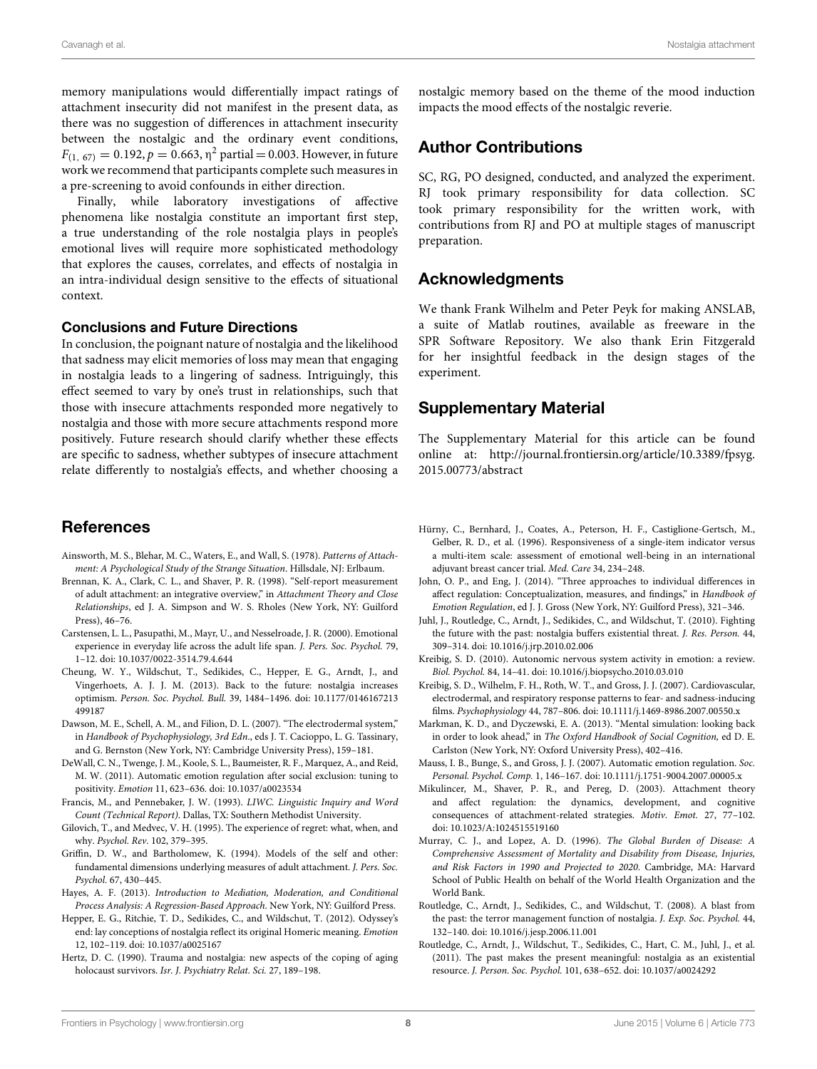memory manipulations would differentially impact ratings of attachment insecurity did not manifest in the present data, as there was no suggestion of differences in attachment insecurity between the nostalgic and the ordinary event conditions, $F_{(1, 67)} = 0.192, p = 0.663, \eta^2$ partial = 0.003. However, in future work we recommend that participants complete such measures in a pre-screening to avoid confounds in either direction.

Finally, while laboratory investigations of affective phenomena like nostalgia constitute an important first step, a true understanding of the role nostalgia plays in people's emotional lives will require more sophisticated methodology that explores the causes, correlates, and effects of nostalgia in an intra-individual design sensitive to the effects of situational context.

### Conclusions and Future Directions

In conclusion, the poignant nature of nostalgia and the likelihood that sadness may elicit memories of loss may mean that engaging in nostalgia leads to a lingering of sadness. Intriguingly, this effect seemed to vary by one's trust in relationships, such that those with insecure attachments responded more negatively to nostalgia and those with more secure attachments respond more positively. Future research should clarify whether these effects are specific to sadness, whether subtypes of insecure attachment relate differently to nostalgia's effects, and whether choosing a nostalgic memory based on the theme of the mood induction impacts the mood effects of the nostalgic reverie.

## Author Contributions

SC, RG, PO designed, conducted, and analyzed the experiment. RJ took primary responsibility for data collection. SC took primary responsibility for the written work, with contributions from RJ and PO at multiple stages of manuscript preparation.

## Acknowledgments

We thank Frank Wilhelm and Peter Peyk for making ANSLAB, a suite of Matlab routines, available as freeware in the SPR Software Repository. We also thank Erin Fitzgerald for her insightful feedback in the design stages of the experiment.

## Supplementary Material

The Supplementary Material for this article can be found online at: http://journal.frontiersin.org/article/10.3389/fpsyg.2015.00773/abstract

## References

Ainsworth, M. S., Blehar, M. C., Waters, E., and Wall, S. (1978). *Patterns of Attachment: A Psychological Study of the Strange Situation*. Hillsdale, NJ: Erlbaum.

Brennan, K. A., Clark, C. L., and Shaver, P. R. (1998). "Self-report measurement of adult attachment: an integrative overview," in *Attachment Theory and Close Relationships*, ed J. A. Simpson and W. S. Rholes (New York, NY: Guilford Press), 46–76.

Carstensen, L. L., Pasupathi, M., Mayr, U., and Nesselroade, J. R. (2000). Emotional experience in everyday life across the adult life span. *J. Pers. Soc. Psychol.* 79, 1–12. doi: 10.1037/0022-3514.79.4.644

Cheung, W. Y., Wildschut, T., Sedikides, C., Hepper, E. G., Arndt, J., and Vingerhoets, A. J. J. M. (2013). Back to the future: nostalgia increases optimism. *Person. Soc. Psychol. Bull.* 39, 1484–1496. doi: 10.1177/0146167213499187

Dawson, M. E., Schell, A. M., and Filion, D. L. (2007). "The electrodermal system," in *Handbook of Psychophysiology, 3rd Edn.*, eds J. T. Cacioppo, L. G. Tassinary, and G. Bernston (New York, NY: Cambridge University Press), 159–181.

DeWall, C. N., Twenge, J. M., Koole, S. L., Baumeister, R. F., Marquez, A., and Reid, M. W. (2011). Automatic emotion regulation after social exclusion: tuning to positivity. *Emotion* 11, 623–636. doi: 10.1037/a0023534

Francis, M., and Pennebaker, J. W. (1993). *LIWC. Linguistic Inquiry and Word Count (Technical Report)*. Dallas, TX: Southern Methodist University.

Gilovich, T., and Medvec, V. H. (1995). The experience of regret: what, when, and why. *Psychol. Rev.* 102, 379–395.

Griffin, D. W., and Bartholomew, K. (1994). Models of the self and other: fundamental dimensions underlying measures of adult attachment. *J. Pers. Soc. Psychol.* 67, 430–445.

Hayes, A. F. (2013). *Introduction to Mediation, Moderation, and Conditional Process Analysis: A Regression-Based Approach*. New York, NY: Guilford Press.

Hepper, E. G., Ritchie, T. D., Sedikides, C., and Wildschut, T. (2012). Odyssey's end: lay conceptions of nostalgia reflect its original Homeric meaning. *Emotion* 12, 102–119. doi: 10.1037/a0025167

Hertz, D. C. (1990). Trauma and nostalgia: new aspects of the coping of aging holocaust survivors. *Isr. J. Psychiatry Relat. Sci.* 27, 189–198.

Hürny, C., Bernhard, J., Coates, A., Peterson, H. F., Castiglione-Gertsch, M., Gelber, R. D., et al. (1996). Responsiveness of a single-item indicator versus a multi-item scale: assessment of emotional well-being in an international adjuvant breast cancer trial. *Med. Care* 34, 234–248.

John, O. P., and Eng, J. (2014). "Three approaches to individual differences in affect regulation: Conceptualization, measures, and findings," in *Handbook of Emotion Regulation*, ed J. J. Gross (New York, NY: Guilford Press), 321–346.

Juhl, J., Routledge, C., Arndt, J., Sedikides, C., and Wildschut, T. (2010). Fighting the future with the past: nostalgia buffers existential threat. *J. Res. Person.* 44, 309–314. doi: 10.1016/j.jrp.2010.02.006

Kreibig, S. D. (2010). Autonomic nervous system activity in emotion: a review. *Biol. Psychol.* 84, 14–41. doi: 10.1016/j.biopsycho.2010.03.010

Kreibig, S. D., Wilhelm, F. H., Roth, W. T., and Gross, J. J. (2007). Cardiovascular, electrodermal, and respiratory response patterns to fear- and sadness-inducing films. *Psychophysiology* 44, 787–806. doi: 10.1111/j.1469-8986.2007.00550.x

Markman, K. D., and Dyczewski, E. A. (2013). "Mental simulation: looking back in order to look ahead," in *The Oxford Handbook of Social Cognition*, ed D. E. Carlston (New York, NY: Oxford University Press), 402–416.

Mauss, I. B., Bunge, S., and Gross, J. J. (2007). Automatic emotion regulation. *Soc. Personal. Psychol. Comp.* 1, 146–167. doi: 10.1111/j.1751-9004.2007.00005.x

Mikulincer, M., Shaver, P. R., and Pereg, D. (2003). Attachment theory and affect regulation: the dynamics, development, and cognitive consequences of attachment-related strategies. *Motiv. Emot.* 27, 77–102. doi: 10.1023/A:1024515519160

Murray, C. J., and Lopez, A. D. (1996). *The Global Burden of Disease: A Comprehensive Assessment of Mortality and Disability from Disease, Injuries, and Risk Factors in 1990 and Projected to 2020*. Cambridge, MA: Harvard School of Public Health on behalf of the World Health Organization and the World Bank.

Routledge, C., Arndt, J., Sedikides, C., and Wildschut, T. (2008). A blast from the past: the terror management function of nostalgia. *J. Exp. Soc. Psychol.* 44, 132–140. doi: 10.1016/j.jesp.2006.11.001

Routledge, C., Arndt, J., Wildschut, T., Sedikides, C., Hart, C. M., Juhl, J., et al. (2011). The past makes the present meaningful: nostalgia as an existential resource. *J. Person. Soc. Psychol.* 101, 638–652. doi: 10.1037/a0024292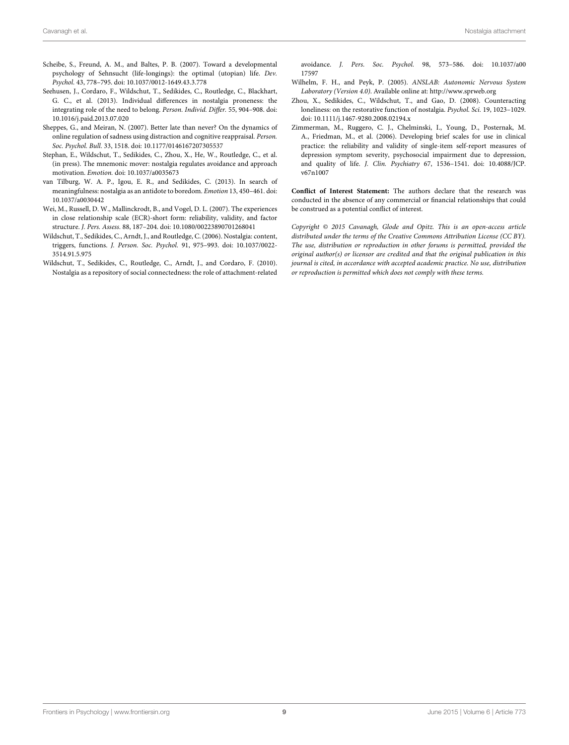Scheibe, S., Freund, A. M., and Baltes, P. B. (2007). Toward a developmental psychology of Sehnsucht (life-longings): the optimal (utopian) life. *Dev. Psychol.* 43, 778–795. doi: 10.1037/0012-1649.43.3.778

Seehusen, J., Cordaro, F., Wildschut, T., Sedikides, C., Routledge, C., Blackhart, G. C., et al. (2013). Individual differences in nostalgia proneness: the integrating role of the need to belong. *Person. Individ. Differ.* 55, 904–908. doi: 10.1016/j.paid.2013.07.020

Sheppes, G., and Meiran, N. (2007). Better late than never? On the dynamics of online regulation of sadness using distraction and cognitive reappraisal. *Person. Soc. Psychol. Bull.* 33, 1518. doi: 10.1177/0146167207305537

Stephan, E., Wildschut, T., Sedikides, C., Zhou, X., He, W., Routledge, C., et al. (in press). The mnemonic mover: nostalgia regulates avoidance and approach motivation. *Emotion.* doi: 10.1037/a0035673

van Tilburg, W. A. P., Igou, E. R., and Sedikides, C. (2013). In search of meaningfulness: nostalgia as an antidote to boredom. *Emotion* 13, 450–461. doi: 10.1037/a0030442

Wei, M., Russell, D. W., Mallinckrodt, B., and Vogel, D. L. (2007). The experiences in close relationship scale (ECR)-short form: reliability, validity, and factor structure. *J. Pers. Assess.* 88, 187–204. doi: 10.1080/00223890701268041

Wildschut, T., Sedikides, C., Arndt, J., and Routledge, C. (2006). Nostalgia: content, triggers, functions. *J. Person. Soc. Psychol.* 91, 975–993. doi: 10.1037/0022-3514.91.5.975

Wildschut, T., Sedikides, C., Routledge, C., Arndt, J., and Cordaro, F. (2010). Nostalgia as a repository of social connectedness: the role of attachment-related avoidance. *J. Pers. Soc. Psychol.* 98, 573–586. doi: 10.1037/a0017597

Wilhelm, F. H., and Peyk, P. (2005). *ANSLAB: Autonomic Nervous System Laboratory (Version 4.0).* Available online at: http://www.sprweb.org

Zhou, X., Sedikides, C., Wildschut, T., and Gao, D. (2008). Counteracting loneliness: on the restorative function of nostalgia. *Psychol. Sci.* 19, 1023–1029. doi: 10.1111/j.1467-9280.2008.02194.x

Zimmerman, M., Ruggero, C. J., Chelminski, I., Young, D., Posternak, M. A., Friedman, M., et al. (2006). Developing brief scales for use in clinical practice: the reliability and validity of single-item self-report measures of depression symptom severity, psychosocial impairment due to depression, and quality of life. *J. Clin. Psychiatry* 67, 1536–1541. doi: 10.4088/JCP.v67n1007

**Conflict of Interest Statement:** The authors declare that the research was conducted in the absence of any commercial or financial relationships that could be construed as a potential conflict of interest.

*Copyright © 2015 Cavanagh, Glode and Opitz. This is an open-access article distributed under the terms of the Creative Commons Attribution License (CC BY). The use, distribution or reproduction in other forums is permitted, provided the original author(s) or licensor are credited and that the original publication in this journal is cited, in accordance with accepted academic practice. No use, distribution or reproduction is permitted which does not comply with these terms.*